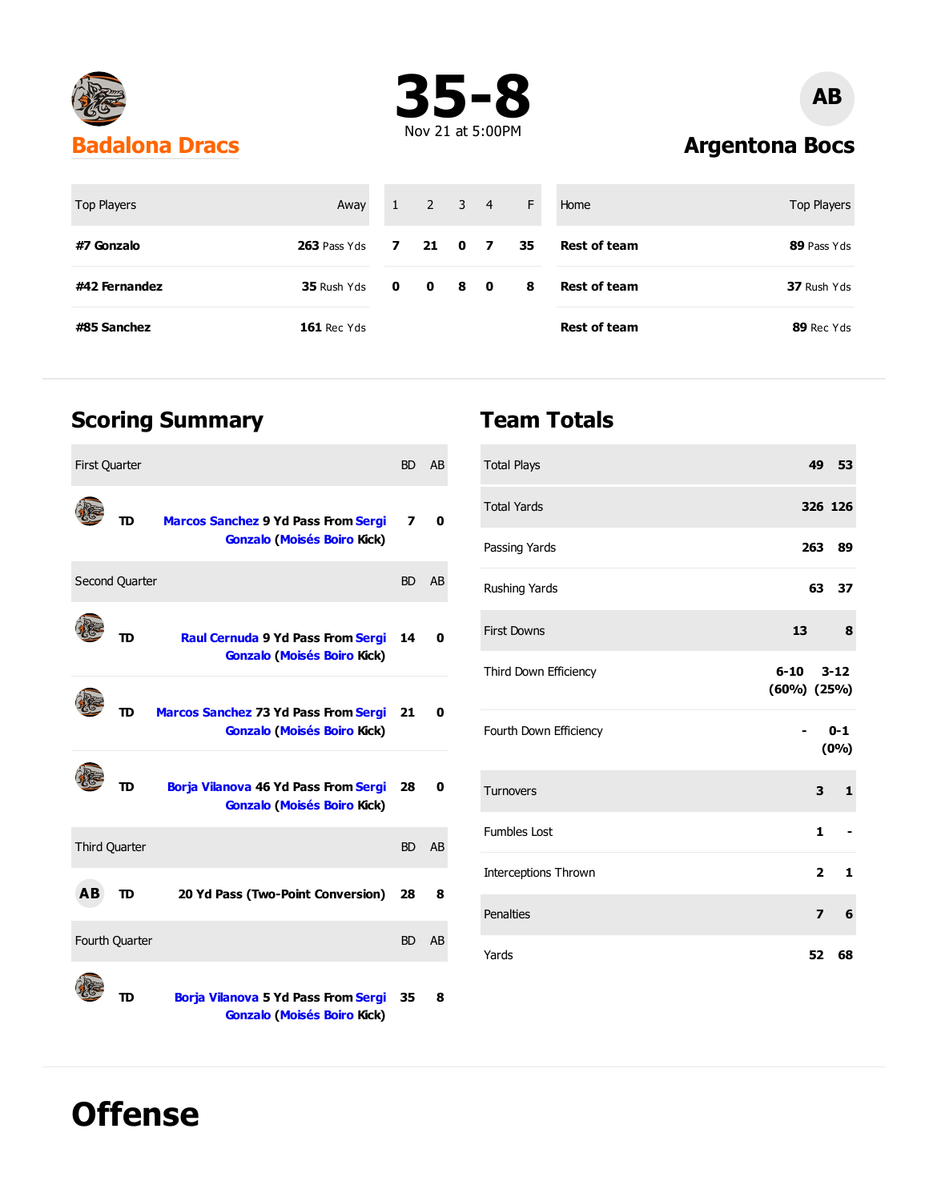**Badalona Dracs** — **35-8** — **Argentona Bocs**

Nov 21 at 5:00PM

| Top Players | Away | 1 | 2 | 3 | 4 | F | Home | Top Players |
|---|---|---|---|---|---|---|---|---|
| **#7 Gonzalo** | **263** Pass Yds | **7** | **21** | **0** | **7** | **35** | **Rest of team** | **89** Pass Yds |
| **#42 Fernandez** | **35** Rush Yds | **0** | **0** | **8** | **0** | **8** | **Rest of team** | **37** Rush Yds |
| **#85 Sanchez** | **161** Rec Yds | | | | | | **Rest of team** | **89** Rec Yds |

## Scoring Summary

| First Quarter | | BD | AB |
|---|---|---|---|
| TD | Marcos Sanchez 9 Yd Pass From Sergi Gonzalo (Moisés Boiro Kick) | 7 | 0 |
| **Second Quarter** | | **BD** | **AB** |
| TD | Raul Cernuda 9 Yd Pass From Sergi Gonzalo (Moisés Boiro Kick) | 14 | 0 |
| TD | Marcos Sanchez 73 Yd Pass From Sergi Gonzalo (Moisés Boiro Kick) | 21 | 0 |
| TD | Borja Vilanova 46 Yd Pass From Sergi Gonzalo (Moisés Boiro Kick) | 28 | 0 |
| **Third Quarter** | | **BD** | **AB** |
| TD | 20 Yd Pass (Two-Point Conversion) | 28 | 8 |
| **Fourth Quarter** | | **BD** | **AB** |
| TD | Borja Vilanova 5 Yd Pass From Sergi Gonzalo (Moisés Boiro Kick) | 35 | 8 |

## Team Totals

| | BD | AB |
|---|---|---|
| Total Plays | 49 | 53 |
| Total Yards | 326 | 126 |
| Passing Yards | 263 | 89 |
| Rushing Yards | 63 | 37 |
| First Downs | 13 | 8 |
| Third Down Efficiency | 6-10 (60%) | 3-12 (25%) |
| Fourth Down Efficiency | - | 0-1 (0%) |
| Turnovers | 3 | 1 |
| Fumbles Lost | 1 | - |
| Interceptions Thrown | 2 | 1 |
| Penalties | 7 | 6 |
| Yards | 52 | 68 |

# Offense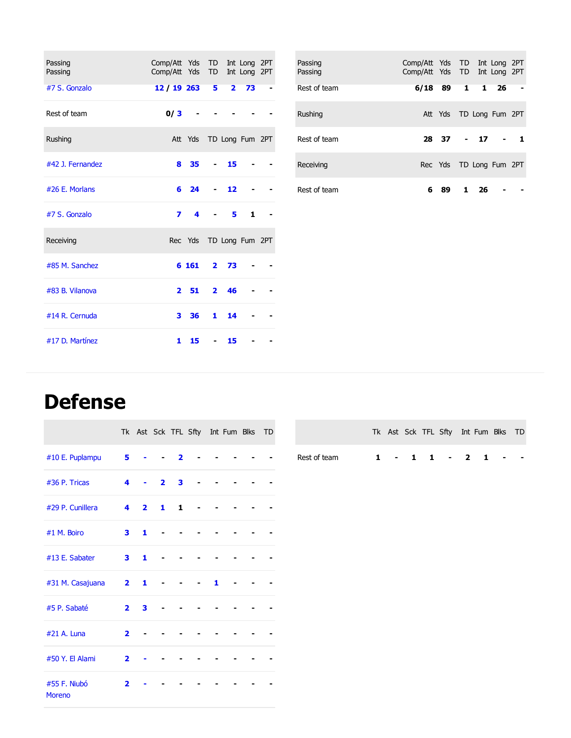| Passing | Comp/Att | Yds | TD | Int | Long | 2PT |
|---|---|---|---|---|---|---|
| #7 S. Gonzalo | 12 / 19 | 263 | 5 | 2 | 73 | - |
| Rest of team | 0/ 3 | - | - | - | - | - |

| Rushing | Att | Yds | TD | Long | Fum | 2PT |
|---|---|---|---|---|---|---|
| #42 J. Fernandez | 8 | 35 | - | 15 | - | - |
| #26 E. Morlans | 6 | 24 | - | 12 | - | - |
| #7 S. Gonzalo | 7 | 4 | - | 5 | 1 | - |

| Receiving | Rec | Yds | TD | Long | Fum | 2PT |
|---|---|---|---|---|---|---|
| #85 M. Sanchez | 6 | 161 | 2 | 73 | - | - |
| #83 B. Vilanova | 2 | 51 | 2 | 46 | - | - |
| #14 R. Cernuda | 3 | 36 | 1 | 14 | - | - |
| #17 D. Martínez | 1 | 15 | - | 15 | - | - |

| Passing | Comp/Att | Yds | TD | Int | Long | 2PT |
|---|---|---|---|---|---|---|
| Rest of team | 6/18 | 89 | 1 | 1 | 26 | - |

| Rushing | Att | Yds | TD | Long | Fum | 2PT |
|---|---|---|---|---|---|---|
| Rest of team | 28 | 37 | - | 17 | - | 1 |

| Receiving | Rec | Yds | TD | Long | Fum | 2PT |
|---|---|---|---|---|---|---|
| Rest of team | 6 | 89 | 1 | 26 | - | - |

# Defense

| | Tk | Ast | Sck | TFL | Sfty | Int | Fum | Blks | TD |
|---|---|---|---|---|---|---|---|---|---|
| #10 E. Puplampu | 5 | - | - | 2 | - | - | - | - | - |
| #36 P. Tricas | 4 | - | 2 | 3 | - | - | - | - | - |
| #29 P. Cunillera | 4 | 2 | 1 | 1 | - | - | - | - | - |
| #1 M. Boiro | 3 | 1 | - | - | - | - | - | - | - |
| #13 E. Sabater | 3 | 1 | - | - | - | - | - | - | - |
| #31 M. Casajuana | 2 | 1 | - | - | - | 1 | - | - | - |
| #5 P. Sabaté | 2 | 3 | - | - | - | - | - | - | - |
| #21 A. Luna | 2 | - | - | - | - | - | - | - | - |
| #50 Y. El Alami | 2 | - | - | - | - | - | - | - | - |
| #55 F. Niubó Moreno | 2 | - | - | - | - | - | - | - | - |

| | Tk | Ast | Sck | TFL | Sfty | Int | Fum | Blks | TD |
|---|---|---|---|---|---|---|---|---|---|
| Rest of team | 1 | - | 1 | 1 | - | 2 | 1 | - | - |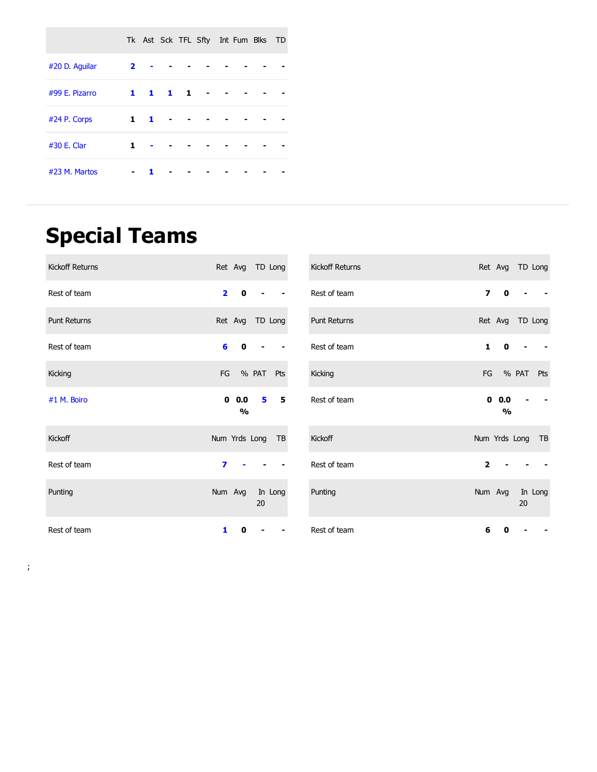| | Tk | Ast | Sck | TFL | Sfty | Int | Fum | Blks | TD |
|---|---|---|---|---|---|---|---|---|---|
| #20 D. Aguilar | 2 | - | - | - | - | - | - | - | - |
| #99 E. Pizarro | 1 | 1 | 1 | 1 | - | - | - | - | - |
| #24 P. Corps | 1 | 1 | - | - | - | - | - | - | - |
| #30 E. Clar | 1 | - | - | - | - | - | - | - | - |
| #23 M. Martos | - | 1 | - | - | - | - | - | - | - |

# Special Teams

| Kickoff Returns | Ret | Avg | TD | Long |
|---|---|---|---|---|
| Rest of team | 2 | 0 | - | - |

| Punt Returns | Ret | Avg | TD | Long |
|---|---|---|---|---|
| Rest of team | 6 | 0 | - | - |

| Kicking | FG | % | PAT | Pts |
|---|---|---|---|---|
| #1 M. Boiro | 0 | 0.0 % | 5 | 5 |

| Kickoff | Num | Yrds | Long | TB |
|---|---|---|---|---|
| Rest of team | 7 | - | - | - |

| Punting | Num | Avg | In 20 | Long |
|---|---|---|---|---|
| Rest of team | 1 | 0 | - | - |

| Kickoff Returns | Ret | Avg | TD | Long |
|---|---|---|---|---|
| Rest of team | 7 | 0 | - | - |

| Punt Returns | Ret | Avg | TD | Long |
|---|---|---|---|---|
| Rest of team | 1 | 0 | - | - |

| Kicking | FG | % | PAT | Pts |
|---|---|---|---|---|
| Rest of team | 0 | 0.0 % | - | - |

| Kickoff | Num | Yrds | Long | TB |
|---|---|---|---|---|
| Rest of team | 2 | - | - | - |

| Punting | Num | Avg | In 20 | Long |
|---|---|---|---|---|
| Rest of team | 6 | 0 | - | - |

;